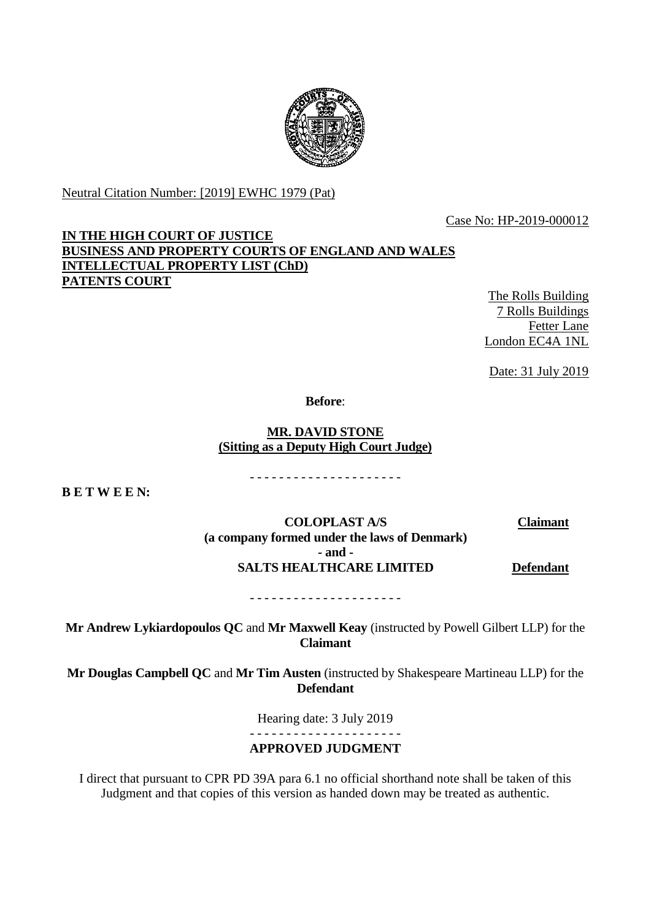Neutral Citation Number: [2019] EWHC 1979 (Pat)

Case No: HP-2019-000012

**IN THE HIGH COURT OF JUSTICE**
**BUSINESS AND PROPERTY COURTS OF ENGLAND AND WALES**
**INTELLECTUAL PROPERTY LIST (ChD)**
**PATENTS COURT**

The Rolls Building
7 Rolls Buildings
Fetter Lane
London EC4A 1NL

Date: 31 July 2019

**Before**:

**MR. DAVID STONE**
**(Sitting as a Deputy High Court Judge)**

- - - - - - - - - - - - - - - - - - - - -

**B E T W E E N:**

| | |
|---|---|
| **COLOPLAST A/S** **(a company formed under the laws of Denmark)** | **Claimant** |
| **- and -** | |
| **SALTS HEALTHCARE LIMITED** | **Defendant** |

- - - - - - - - - - - - - - - - - - - - -

**Mr Andrew Lykiardopoulos QC** and **Mr Maxwell Keay** (instructed by Powell Gilbert LLP) for the **Claimant**

**Mr Douglas Campbell QC** and **Mr Tim Austen** (instructed by Shakespeare Martineau LLP) for the **Defendant**

Hearing date: 3 July 2019

- - - - - - - - - - - - - - - - - - - - -

**APPROVED JUDGMENT**

I direct that pursuant to CPR PD 39A para 6.1 no official shorthand note shall be taken of this Judgment and that copies of this version as handed down may be treated as authentic.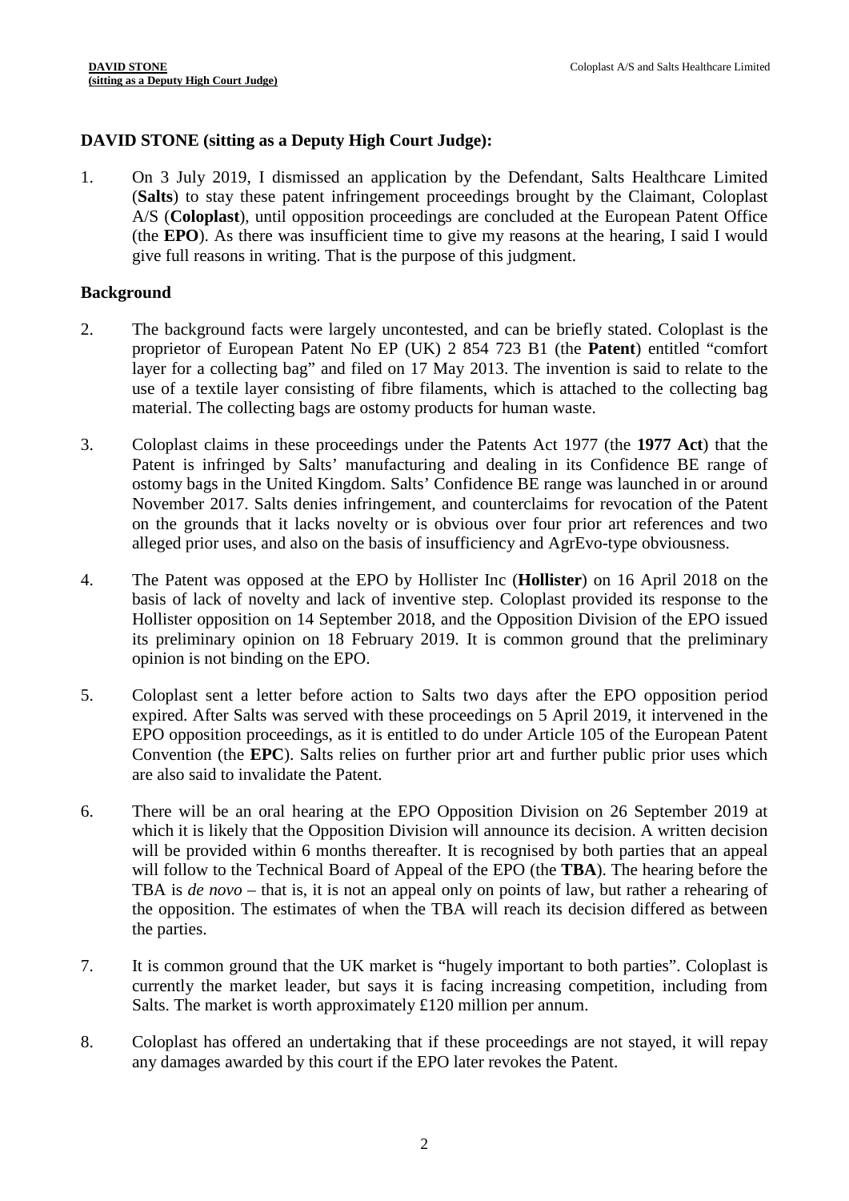**DAVID STONE (sitting as a Deputy High Court Judge):**

1. On 3 July 2019, I dismissed an application by the Defendant, Salts Healthcare Limited (**Salts**) to stay these patent infringement proceedings brought by the Claimant, Coloplast A/S (**Coloplast**), until opposition proceedings are concluded at the European Patent Office (the **EPO**). As there was insufficient time to give my reasons at the hearing, I said I would give full reasons in writing. That is the purpose of this judgment.

## Background

2. The background facts were largely uncontested, and can be briefly stated. Coloplast is the proprietor of European Patent No EP (UK) 2 854 723 B1 (the **Patent**) entitled "comfort layer for a collecting bag" and filed on 17 May 2013. The invention is said to relate to the use of a textile layer consisting of fibre filaments, which is attached to the collecting bag material. The collecting bags are ostomy products for human waste.

3. Coloplast claims in these proceedings under the Patents Act 1977 (the **1977 Act**) that the Patent is infringed by Salts' manufacturing and dealing in its Confidence BE range of ostomy bags in the United Kingdom. Salts' Confidence BE range was launched in or around November 2017. Salts denies infringement, and counterclaims for revocation of the Patent on the grounds that it lacks novelty or is obvious over four prior art references and two alleged prior uses, and also on the basis of insufficiency and AgrEvo-type obviousness.

4. The Patent was opposed at the EPO by Hollister Inc (**Hollister**) on 16 April 2018 on the basis of lack of novelty and lack of inventive step. Coloplast provided its response to the Hollister opposition on 14 September 2018, and the Opposition Division of the EPO issued its preliminary opinion on 18 February 2019. It is common ground that the preliminary opinion is not binding on the EPO.

5. Coloplast sent a letter before action to Salts two days after the EPO opposition period expired. After Salts was served with these proceedings on 5 April 2019, it intervened in the EPO opposition proceedings, as it is entitled to do under Article 105 of the European Patent Convention (the **EPC**). Salts relies on further prior art and further public prior uses which are also said to invalidate the Patent.

6. There will be an oral hearing at the EPO Opposition Division on 26 September 2019 at which it is likely that the Opposition Division will announce its decision. A written decision will be provided within 6 months thereafter. It is recognised by both parties that an appeal will follow to the Technical Board of Appeal of the EPO (the **TBA**). The hearing before the TBA is *de novo* – that is, it is not an appeal only on points of law, but rather a rehearing of the opposition. The estimates of when the TBA will reach its decision differed as between the parties.

7. It is common ground that the UK market is "hugely important to both parties". Coloplast is currently the market leader, but says it is facing increasing competition, including from Salts. The market is worth approximately £120 million per annum.

8. Coloplast has offered an undertaking that if these proceedings are not stayed, it will repay any damages awarded by this court if the EPO later revokes the Patent.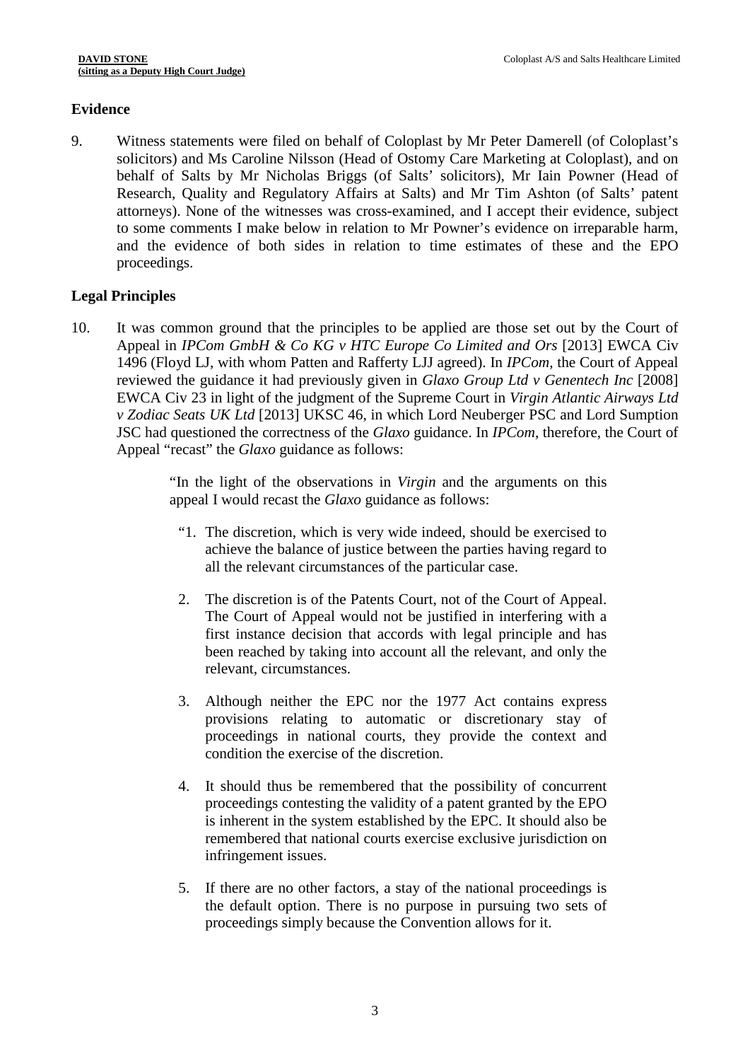## Evidence

9. Witness statements were filed on behalf of Coloplast by Mr Peter Damerell (of Coloplast's solicitors) and Ms Caroline Nilsson (Head of Ostomy Care Marketing at Coloplast), and on behalf of Salts by Mr Nicholas Briggs (of Salts' solicitors), Mr Iain Powner (Head of Research, Quality and Regulatory Affairs at Salts) and Mr Tim Ashton (of Salts' patent attorneys). None of the witnesses was cross-examined, and I accept their evidence, subject to some comments I make below in relation to Mr Powner's evidence on irreparable harm, and the evidence of both sides in relation to time estimates of these and the EPO proceedings.

## Legal Principles

10. It was common ground that the principles to be applied are those set out by the Court of Appeal in *IPCom GmbH & Co KG v HTC Europe Co Limited and Ors* [2013] EWCA Civ 1496 (Floyd LJ, with whom Patten and Rafferty LJJ agreed). In *IPCom*, the Court of Appeal reviewed the guidance it had previously given in *Glaxo Group Ltd v Genentech Inc* [2008] EWCA Civ 23 in light of the judgment of the Supreme Court in *Virgin Atlantic Airways Ltd v Zodiac Seats UK Ltd* [2013] UKSC 46, in which Lord Neuberger PSC and Lord Sumption JSC had questioned the correctness of the *Glaxo* guidance. In *IPCom*, therefore, the Court of Appeal "recast" the *Glaxo* guidance as follows:

> "In the light of the observations in *Virgin* and the arguments on this appeal I would recast the *Glaxo* guidance as follows:
>
> "1. The discretion, which is very wide indeed, should be exercised to achieve the balance of justice between the parties having regard to all the relevant circumstances of the particular case.
>
> 2. The discretion is of the Patents Court, not of the Court of Appeal. The Court of Appeal would not be justified in interfering with a first instance decision that accords with legal principle and has been reached by taking into account all the relevant, and only the relevant, circumstances.
>
> 3. Although neither the EPC nor the 1977 Act contains express provisions relating to automatic or discretionary stay of proceedings in national courts, they provide the context and condition the exercise of the discretion.
>
> 4. It should thus be remembered that the possibility of concurrent proceedings contesting the validity of a patent granted by the EPO is inherent in the system established by the EPC. It should also be remembered that national courts exercise exclusive jurisdiction on infringement issues.
>
> 5. If there are no other factors, a stay of the national proceedings is the default option. There is no purpose in pursuing two sets of proceedings simply because the Convention allows for it.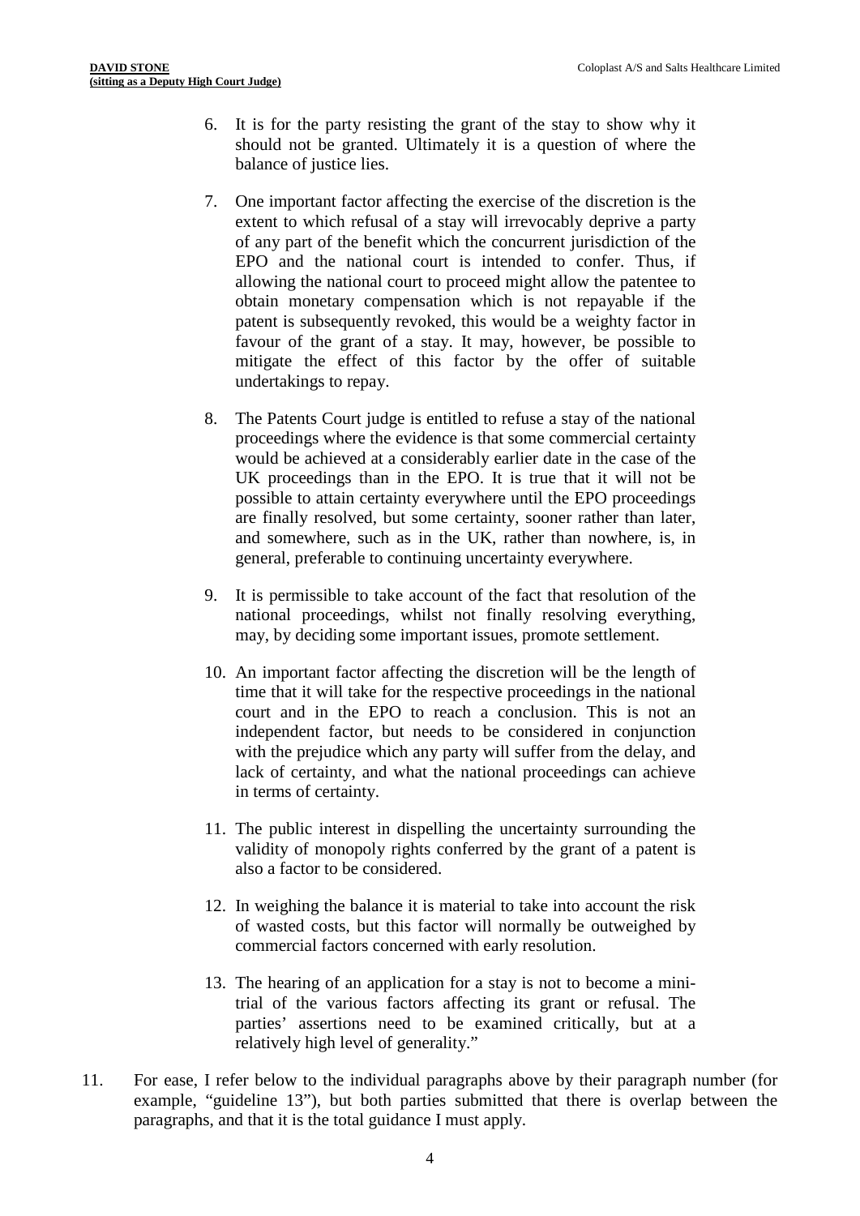6. It is for the party resisting the grant of the stay to show why it should not be granted. Ultimately it is a question of where the balance of justice lies.

7. One important factor affecting the exercise of the discretion is the extent to which refusal of a stay will irrevocably deprive a party of any part of the benefit which the concurrent jurisdiction of the EPO and the national court is intended to confer. Thus, if allowing the national court to proceed might allow the patentee to obtain monetary compensation which is not repayable if the patent is subsequently revoked, this would be a weighty factor in favour of the grant of a stay. It may, however, be possible to mitigate the effect of this factor by the offer of suitable undertakings to repay.

8. The Patents Court judge is entitled to refuse a stay of the national proceedings where the evidence is that some commercial certainty would be achieved at a considerably earlier date in the case of the UK proceedings than in the EPO. It is true that it will not be possible to attain certainty everywhere until the EPO proceedings are finally resolved, but some certainty, sooner rather than later, and somewhere, such as in the UK, rather than nowhere, is, in general, preferable to continuing uncertainty everywhere.

9. It is permissible to take account of the fact that resolution of the national proceedings, whilst not finally resolving everything, may, by deciding some important issues, promote settlement.

10. An important factor affecting the discretion will be the length of time that it will take for the respective proceedings in the national court and in the EPO to reach a conclusion. This is not an independent factor, but needs to be considered in conjunction with the prejudice which any party will suffer from the delay, and lack of certainty, and what the national proceedings can achieve in terms of certainty.

11. The public interest in dispelling the uncertainty surrounding the validity of monopoly rights conferred by the grant of a patent is also a factor to be considered.

12. In weighing the balance it is material to take into account the risk of wasted costs, but this factor will normally be outweighed by commercial factors concerned with early resolution.

13. The hearing of an application for a stay is not to become a mini-trial of the various factors affecting its grant or refusal. The parties' assertions need to be examined critically, but at a relatively high level of generality."

11. For ease, I refer below to the individual paragraphs above by their paragraph number (for example, "guideline 13"), but both parties submitted that there is overlap between the paragraphs, and that it is the total guidance I must apply.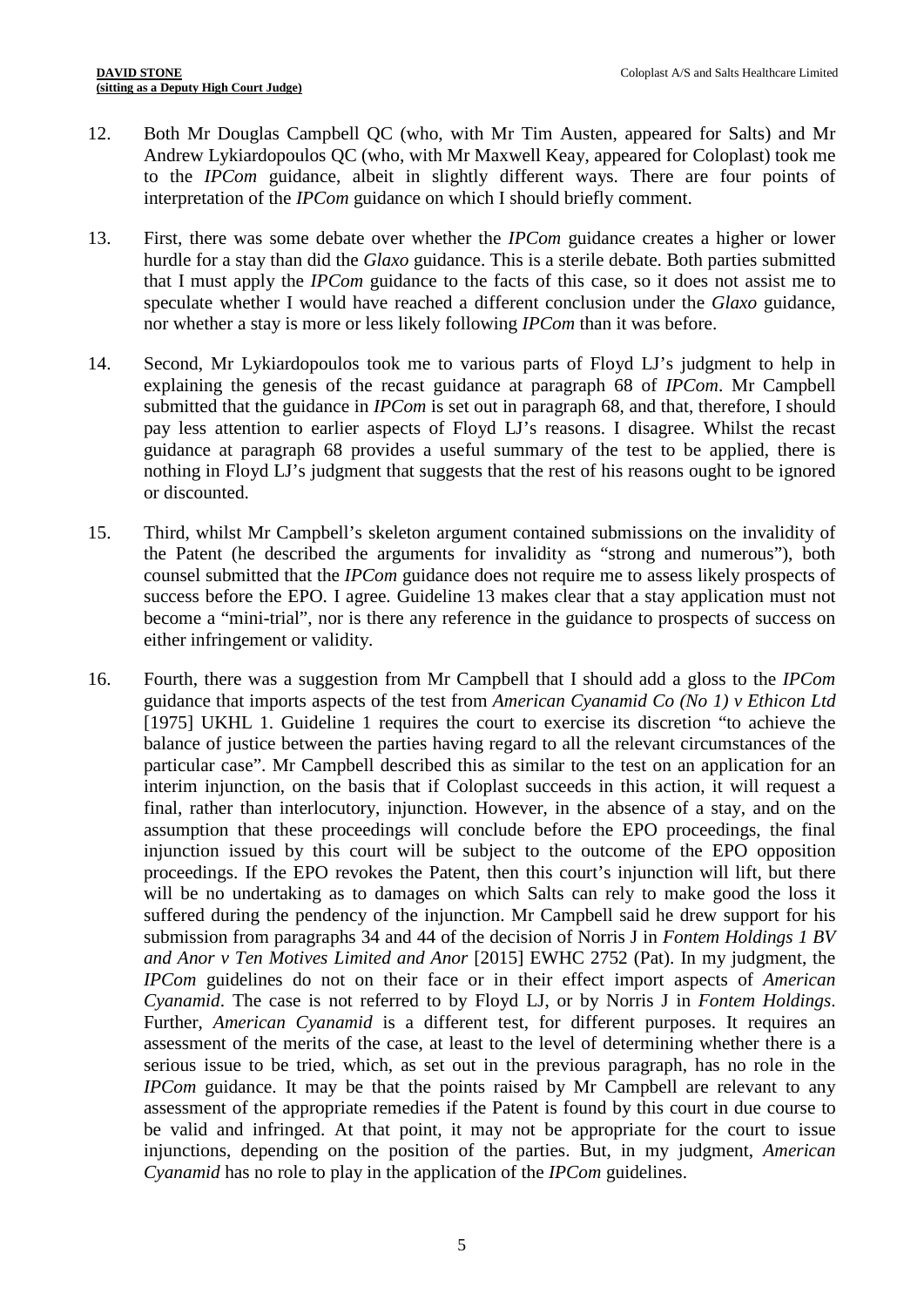12. Both Mr Douglas Campbell QC (who, with Mr Tim Austen, appeared for Salts) and Mr Andrew Lykiardopoulos QC (who, with Mr Maxwell Keay, appeared for Coloplast) took me to the *IPCom* guidance, albeit in slightly different ways. There are four points of interpretation of the *IPCom* guidance on which I should briefly comment.

13. First, there was some debate over whether the *IPCom* guidance creates a higher or lower hurdle for a stay than did the *Glaxo* guidance. This is a sterile debate. Both parties submitted that I must apply the *IPCom* guidance to the facts of this case, so it does not assist me to speculate whether I would have reached a different conclusion under the *Glaxo* guidance, nor whether a stay is more or less likely following *IPCom* than it was before.

14. Second, Mr Lykiardopoulos took me to various parts of Floyd LJ's judgment to help in explaining the genesis of the recast guidance at paragraph 68 of *IPCom*. Mr Campbell submitted that the guidance in *IPCom* is set out in paragraph 68, and that, therefore, I should pay less attention to earlier aspects of Floyd LJ's reasons. I disagree. Whilst the recast guidance at paragraph 68 provides a useful summary of the test to be applied, there is nothing in Floyd LJ's judgment that suggests that the rest of his reasons ought to be ignored or discounted.

15. Third, whilst Mr Campbell's skeleton argument contained submissions on the invalidity of the Patent (he described the arguments for invalidity as "strong and numerous"), both counsel submitted that the *IPCom* guidance does not require me to assess likely prospects of success before the EPO. I agree. Guideline 13 makes clear that a stay application must not become a "mini-trial", nor is there any reference in the guidance to prospects of success on either infringement or validity.

16. Fourth, there was a suggestion from Mr Campbell that I should add a gloss to the *IPCom* guidance that imports aspects of the test from *American Cyanamid Co (No 1) v Ethicon Ltd* [1975] UKHL 1. Guideline 1 requires the court to exercise its discretion "to achieve the balance of justice between the parties having regard to all the relevant circumstances of the particular case". Mr Campbell described this as similar to the test on an application for an interim injunction, on the basis that if Coloplast succeeds in this action, it will request a final, rather than interlocutory, injunction. However, in the absence of a stay, and on the assumption that these proceedings will conclude before the EPO proceedings, the final injunction issued by this court will be subject to the outcome of the EPO opposition proceedings. If the EPO revokes the Patent, then this court's injunction will lift, but there will be no undertaking as to damages on which Salts can rely to make good the loss it suffered during the pendency of the injunction. Mr Campbell said he drew support for his submission from paragraphs 34 and 44 of the decision of Norris J in *Fontem Holdings 1 BV and Anor v Ten Motives Limited and Anor* [2015] EWHC 2752 (Pat). In my judgment, the *IPCom* guidelines do not on their face or in their effect import aspects of *American Cyanamid*. The case is not referred to by Floyd LJ, or by Norris J in *Fontem Holdings*. Further, *American Cyanamid* is a different test, for different purposes. It requires an assessment of the merits of the case, at least to the level of determining whether there is a serious issue to be tried, which, as set out in the previous paragraph, has no role in the *IPCom* guidance. It may be that the points raised by Mr Campbell are relevant to any assessment of the appropriate remedies if the Patent is found by this court in due course to be valid and infringed. At that point, it may not be appropriate for the court to issue injunctions, depending on the position of the parties. But, in my judgment, *American Cyanamid* has no role to play in the application of the *IPCom* guidelines.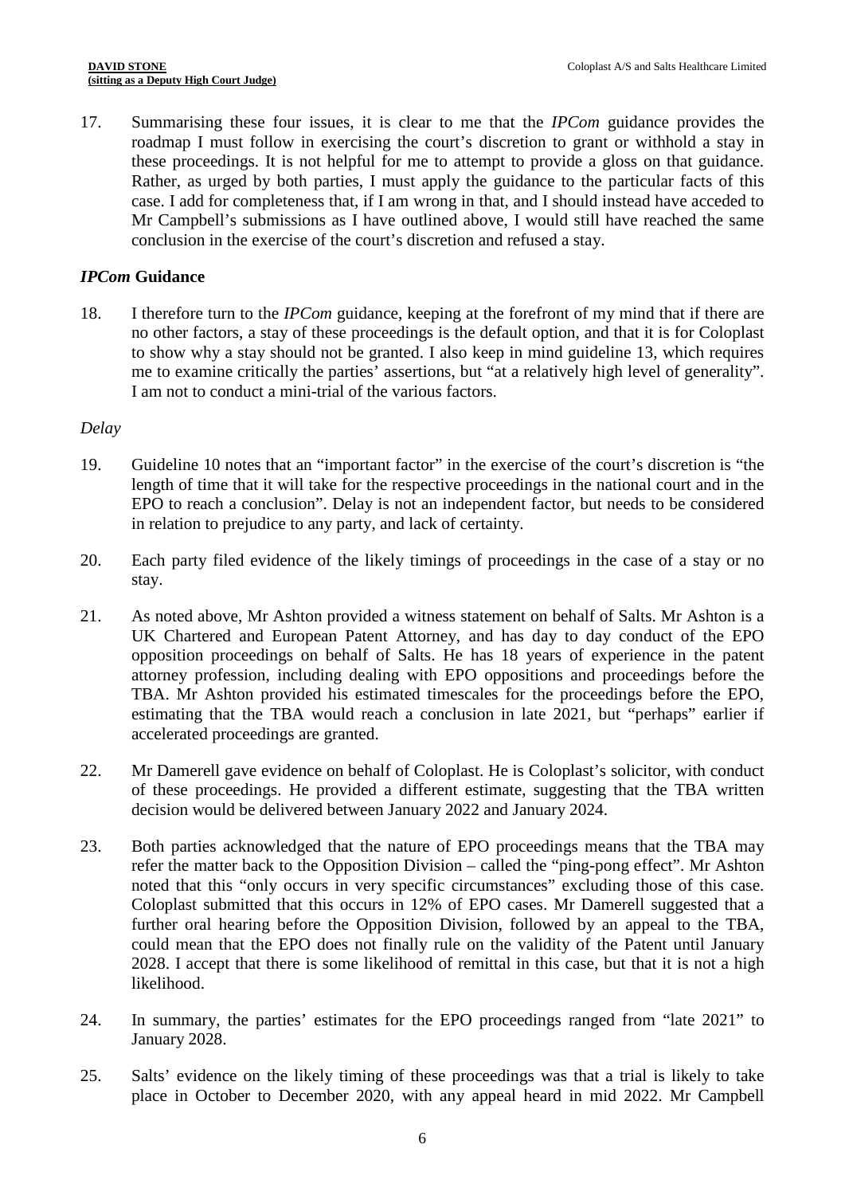17. Summarising these four issues, it is clear to me that the *IPCom* guidance provides the roadmap I must follow in exercising the court's discretion to grant or withhold a stay in these proceedings. It is not helpful for me to attempt to provide a gloss on that guidance. Rather, as urged by both parties, I must apply the guidance to the particular facts of this case. I add for completeness that, if I am wrong in that, and I should instead have acceded to Mr Campbell's submissions as I have outlined above, I would still have reached the same conclusion in the exercise of the court's discretion and refused a stay.

## *IPCom* Guidance

18. I therefore turn to the *IPCom* guidance, keeping at the forefront of my mind that if there are no other factors, a stay of these proceedings is the default option, and that it is for Coloplast to show why a stay should not be granted. I also keep in mind guideline 13, which requires me to examine critically the parties' assertions, but "at a relatively high level of generality". I am not to conduct a mini-trial of the various factors.

*Delay*

19. Guideline 10 notes that an "important factor" in the exercise of the court's discretion is "the length of time that it will take for the respective proceedings in the national court and in the EPO to reach a conclusion". Delay is not an independent factor, but needs to be considered in relation to prejudice to any party, and lack of certainty.

20. Each party filed evidence of the likely timings of proceedings in the case of a stay or no stay.

21. As noted above, Mr Ashton provided a witness statement on behalf of Salts. Mr Ashton is a UK Chartered and European Patent Attorney, and has day to day conduct of the EPO opposition proceedings on behalf of Salts. He has 18 years of experience in the patent attorney profession, including dealing with EPO oppositions and proceedings before the TBA. Mr Ashton provided his estimated timescales for the proceedings before the EPO, estimating that the TBA would reach a conclusion in late 2021, but "perhaps" earlier if accelerated proceedings are granted.

22. Mr Damerell gave evidence on behalf of Coloplast. He is Coloplast's solicitor, with conduct of these proceedings. He provided a different estimate, suggesting that the TBA written decision would be delivered between January 2022 and January 2024.

23. Both parties acknowledged that the nature of EPO proceedings means that the TBA may refer the matter back to the Opposition Division – called the "ping-pong effect". Mr Ashton noted that this "only occurs in very specific circumstances" excluding those of this case. Coloplast submitted that this occurs in 12% of EPO cases. Mr Damerell suggested that a further oral hearing before the Opposition Division, followed by an appeal to the TBA, could mean that the EPO does not finally rule on the validity of the Patent until January 2028. I accept that there is some likelihood of remittal in this case, but that it is not a high likelihood.

24. In summary, the parties' estimates for the EPO proceedings ranged from "late 2021" to January 2028.

25. Salts' evidence on the likely timing of these proceedings was that a trial is likely to take place in October to December 2020, with any appeal heard in mid 2022. Mr Campbell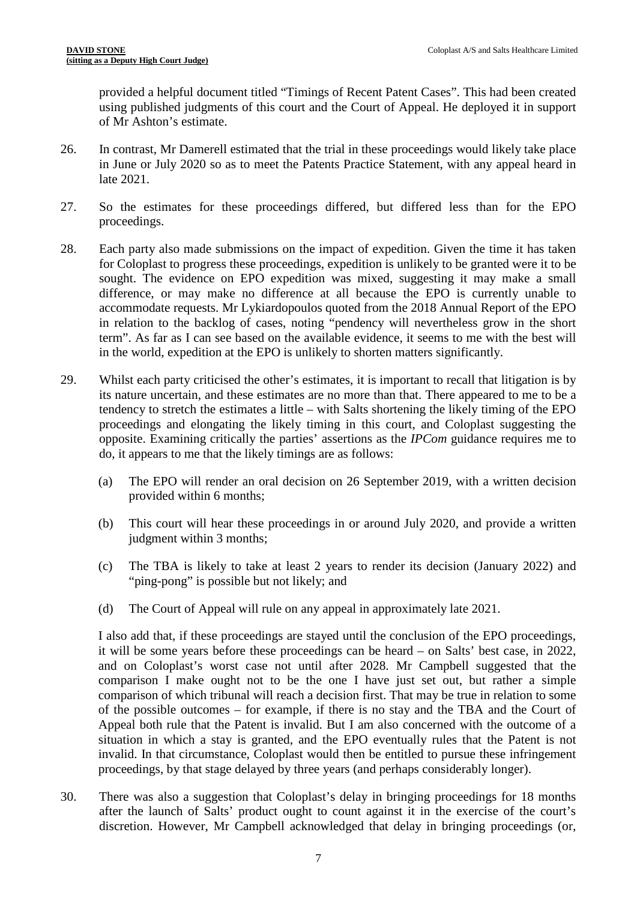provided a helpful document titled "Timings of Recent Patent Cases". This had been created using published judgments of this court and the Court of Appeal. He deployed it in support of Mr Ashton's estimate.

26. In contrast, Mr Damerell estimated that the trial in these proceedings would likely take place in June or July 2020 so as to meet the Patents Practice Statement, with any appeal heard in late 2021.

27. So the estimates for these proceedings differed, but differed less than for the EPO proceedings.

28. Each party also made submissions on the impact of expedition. Given the time it has taken for Coloplast to progress these proceedings, expedition is unlikely to be granted were it to be sought. The evidence on EPO expedition was mixed, suggesting it may make a small difference, or may make no difference at all because the EPO is currently unable to accommodate requests. Mr Lykiardopoulos quoted from the 2018 Annual Report of the EPO in relation to the backlog of cases, noting "pendency will nevertheless grow in the short term". As far as I can see based on the available evidence, it seems to me with the best will in the world, expedition at the EPO is unlikely to shorten matters significantly.

29. Whilst each party criticised the other's estimates, it is important to recall that litigation is by its nature uncertain, and these estimates are no more than that. There appeared to me to be a tendency to stretch the estimates a little – with Salts shortening the likely timing of the EPO proceedings and elongating the likely timing in this court, and Coloplast suggesting the opposite. Examining critically the parties' assertions as the *IPCom* guidance requires me to do, it appears to me that the likely timings are as follows:

    (a) The EPO will render an oral decision on 26 September 2019, with a written decision provided within 6 months;

    (b) This court will hear these proceedings in or around July 2020, and provide a written judgment within 3 months;

    (c) The TBA is likely to take at least 2 years to render its decision (January 2022) and "ping-pong" is possible but not likely; and

    (d) The Court of Appeal will rule on any appeal in approximately late 2021.

    I also add that, if these proceedings are stayed until the conclusion of the EPO proceedings, it will be some years before these proceedings can be heard – on Salts' best case, in 2022, and on Coloplast's worst case not until after 2028. Mr Campbell suggested that the comparison I make ought not to be the one I have just set out, but rather a simple comparison of which tribunal will reach a decision first. That may be true in relation to some of the possible outcomes – for example, if there is no stay and the TBA and the Court of Appeal both rule that the Patent is invalid. But I am also concerned with the outcome of a situation in which a stay is granted, and the EPO eventually rules that the Patent is not invalid. In that circumstance, Coloplast would then be entitled to pursue these infringement proceedings, by that stage delayed by three years (and perhaps considerably longer).

30. There was also a suggestion that Coloplast's delay in bringing proceedings for 18 months after the launch of Salts' product ought to count against it in the exercise of the court's discretion. However, Mr Campbell acknowledged that delay in bringing proceedings (or,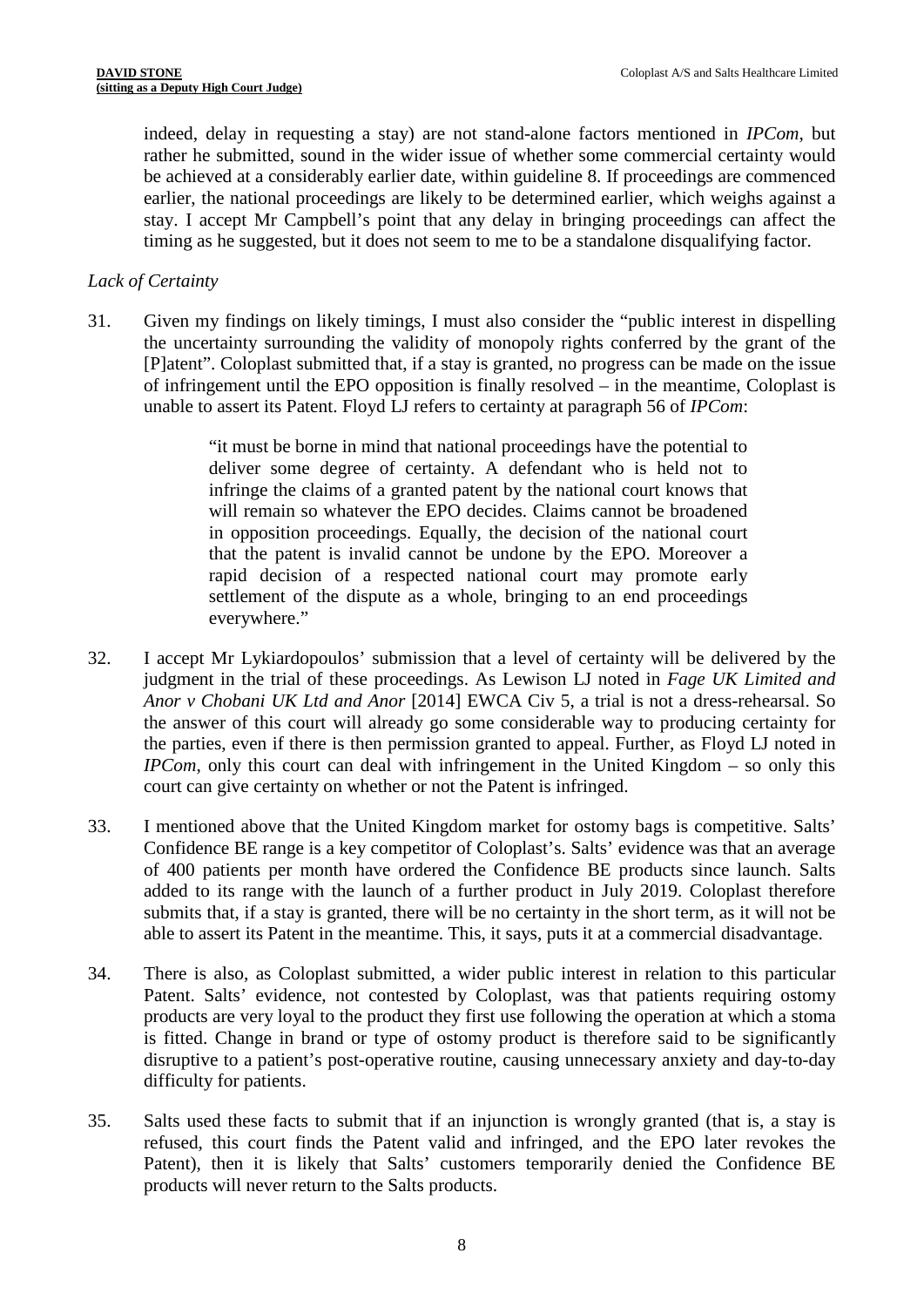indeed, delay in requesting a stay) are not stand-alone factors mentioned in *IPCom*, but rather he submitted, sound in the wider issue of whether some commercial certainty would be achieved at a considerably earlier date, within guideline 8. If proceedings are commenced earlier, the national proceedings are likely to be determined earlier, which weighs against a stay. I accept Mr Campbell's point that any delay in bringing proceedings can affect the timing as he suggested, but it does not seem to me to be a standalone disqualifying factor.

*Lack of Certainty*

31. Given my findings on likely timings, I must also consider the "public interest in dispelling the uncertainty surrounding the validity of monopoly rights conferred by the grant of the [P]atent". Coloplast submitted that, if a stay is granted, no progress can be made on the issue of infringement until the EPO opposition is finally resolved – in the meantime, Coloplast is unable to assert its Patent. Floyd LJ refers to certainty at paragraph 56 of *IPCom*:

> "it must be borne in mind that national proceedings have the potential to deliver some degree of certainty. A defendant who is held not to infringe the claims of a granted patent by the national court knows that will remain so whatever the EPO decides. Claims cannot be broadened in opposition proceedings. Equally, the decision of the national court that the patent is invalid cannot be undone by the EPO. Moreover a rapid decision of a respected national court may promote early settlement of the dispute as a whole, bringing to an end proceedings everywhere."

32. I accept Mr Lykiardopoulos' submission that a level of certainty will be delivered by the judgment in the trial of these proceedings. As Lewison LJ noted in *Fage UK Limited and Anor v Chobani UK Ltd and Anor* [2014] EWCA Civ 5, a trial is not a dress-rehearsal. So the answer of this court will already go some considerable way to producing certainty for the parties, even if there is then permission granted to appeal. Further, as Floyd LJ noted in *IPCom*, only this court can deal with infringement in the United Kingdom – so only this court can give certainty on whether or not the Patent is infringed.

33. I mentioned above that the United Kingdom market for ostomy bags is competitive. Salts' Confidence BE range is a key competitor of Coloplast's. Salts' evidence was that an average of 400 patients per month have ordered the Confidence BE products since launch. Salts added to its range with the launch of a further product in July 2019. Coloplast therefore submits that, if a stay is granted, there will be no certainty in the short term, as it will not be able to assert its Patent in the meantime. This, it says, puts it at a commercial disadvantage.

34. There is also, as Coloplast submitted, a wider public interest in relation to this particular Patent. Salts' evidence, not contested by Coloplast, was that patients requiring ostomy products are very loyal to the product they first use following the operation at which a stoma is fitted. Change in brand or type of ostomy product is therefore said to be significantly disruptive to a patient's post-operative routine, causing unnecessary anxiety and day-to-day difficulty for patients.

35. Salts used these facts to submit that if an injunction is wrongly granted (that is, a stay is refused, this court finds the Patent valid and infringed, and the EPO later revokes the Patent), then it is likely that Salts' customers temporarily denied the Confidence BE products will never return to the Salts products.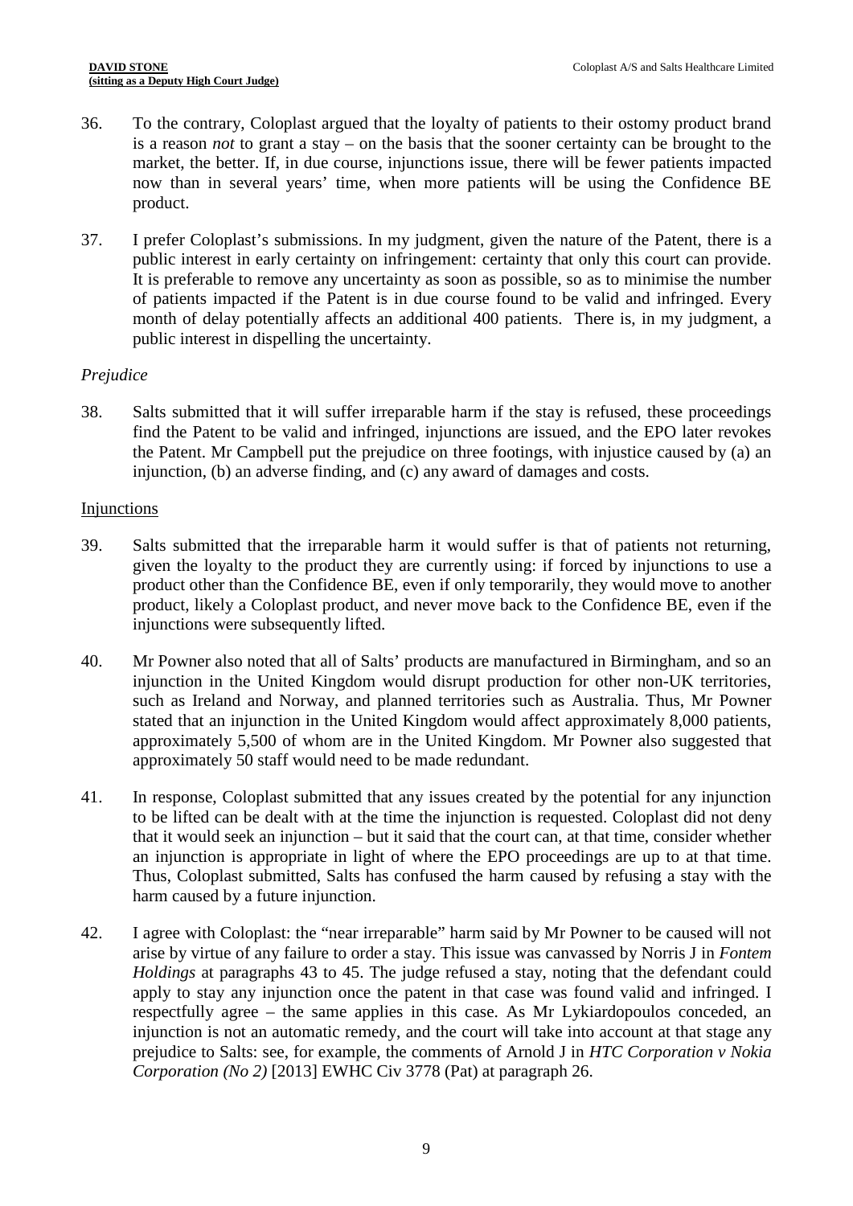36. To the contrary, Coloplast argued that the loyalty of patients to their ostomy product brand is a reason *not* to grant a stay – on the basis that the sooner certainty can be brought to the market, the better. If, in due course, injunctions issue, there will be fewer patients impacted now than in several years' time, when more patients will be using the Confidence BE product.

37. I prefer Coloplast's submissions. In my judgment, given the nature of the Patent, there is a public interest in early certainty on infringement: certainty that only this court can provide. It is preferable to remove any uncertainty as soon as possible, so as to minimise the number of patients impacted if the Patent is in due course found to be valid and infringed. Every month of delay potentially affects an additional 400 patients. There is, in my judgment, a public interest in dispelling the uncertainty.

*Prejudice*

38. Salts submitted that it will suffer irreparable harm if the stay is refused, these proceedings find the Patent to be valid and infringed, injunctions are issued, and the EPO later revokes the Patent. Mr Campbell put the prejudice on three footings, with injustice caused by (a) an injunction, (b) an adverse finding, and (c) any award of damages and costs.

Injunctions

39. Salts submitted that the irreparable harm it would suffer is that of patients not returning, given the loyalty to the product they are currently using: if forced by injunctions to use a product other than the Confidence BE, even if only temporarily, they would move to another product, likely a Coloplast product, and never move back to the Confidence BE, even if the injunctions were subsequently lifted.

40. Mr Powner also noted that all of Salts' products are manufactured in Birmingham, and so an injunction in the United Kingdom would disrupt production for other non-UK territories, such as Ireland and Norway, and planned territories such as Australia. Thus, Mr Powner stated that an injunction in the United Kingdom would affect approximately 8,000 patients, approximately 5,500 of whom are in the United Kingdom. Mr Powner also suggested that approximately 50 staff would need to be made redundant.

41. In response, Coloplast submitted that any issues created by the potential for any injunction to be lifted can be dealt with at the time the injunction is requested. Coloplast did not deny that it would seek an injunction – but it said that the court can, at that time, consider whether an injunction is appropriate in light of where the EPO proceedings are up to at that time. Thus, Coloplast submitted, Salts has confused the harm caused by refusing a stay with the harm caused by a future injunction.

42. I agree with Coloplast: the "near irreparable" harm said by Mr Powner to be caused will not arise by virtue of any failure to order a stay. This issue was canvassed by Norris J in *Fontem Holdings* at paragraphs 43 to 45. The judge refused a stay, noting that the defendant could apply to stay any injunction once the patent in that case was found valid and infringed. I respectfully agree – the same applies in this case. As Mr Lykiardopoulos conceded, an injunction is not an automatic remedy, and the court will take into account at that stage any prejudice to Salts: see, for example, the comments of Arnold J in *HTC Corporation v Nokia Corporation (No 2)* [2013] EWHC Civ 3778 (Pat) at paragraph 26.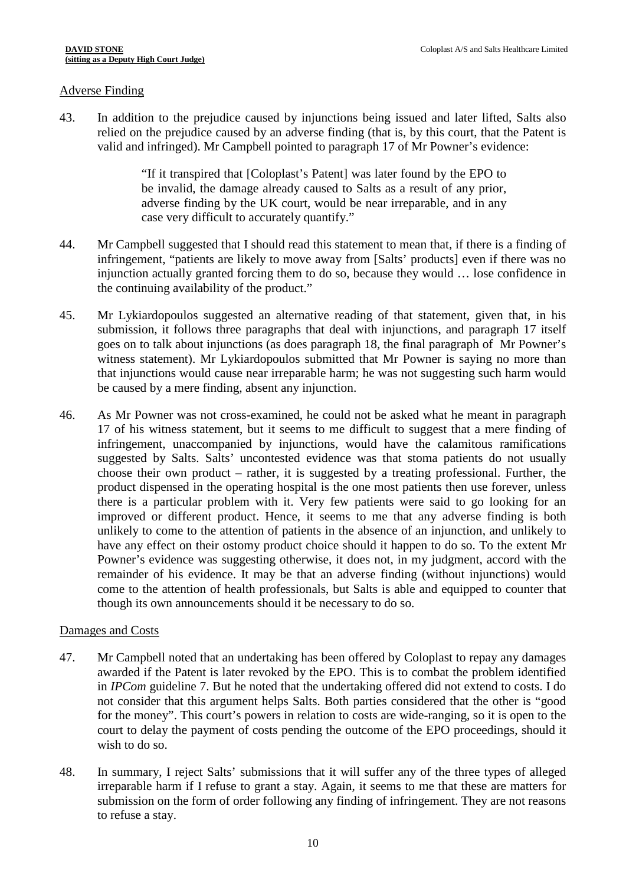Adverse Finding

43. In addition to the prejudice caused by injunctions being issued and later lifted, Salts also relied on the prejudice caused by an adverse finding (that is, by this court, that the Patent is valid and infringed). Mr Campbell pointed to paragraph 17 of Mr Powner's evidence:

> "If it transpired that [Coloplast's Patent] was later found by the EPO to be invalid, the damage already caused to Salts as a result of any prior, adverse finding by the UK court, would be near irreparable, and in any case very difficult to accurately quantify."

44. Mr Campbell suggested that I should read this statement to mean that, if there is a finding of infringement, "patients are likely to move away from [Salts' products] even if there was no injunction actually granted forcing them to do so, because they would … lose confidence in the continuing availability of the product."

45. Mr Lykiardopoulos suggested an alternative reading of that statement, given that, in his submission, it follows three paragraphs that deal with injunctions, and paragraph 17 itself goes on to talk about injunctions (as does paragraph 18, the final paragraph of Mr Powner's witness statement). Mr Lykiardopoulos submitted that Mr Powner is saying no more than that injunctions would cause near irreparable harm; he was not suggesting such harm would be caused by a mere finding, absent any injunction.

46. As Mr Powner was not cross-examined, he could not be asked what he meant in paragraph 17 of his witness statement, but it seems to me difficult to suggest that a mere finding of infringement, unaccompanied by injunctions, would have the calamitous ramifications suggested by Salts. Salts' uncontested evidence was that stoma patients do not usually choose their own product – rather, it is suggested by a treating professional. Further, the product dispensed in the operating hospital is the one most patients then use forever, unless there is a particular problem with it. Very few patients were said to go looking for an improved or different product. Hence, it seems to me that any adverse finding is both unlikely to come to the attention of patients in the absence of an injunction, and unlikely to have any effect on their ostomy product choice should it happen to do so. To the extent Mr Powner's evidence was suggesting otherwise, it does not, in my judgment, accord with the remainder of his evidence. It may be that an adverse finding (without injunctions) would come to the attention of health professionals, but Salts is able and equipped to counter that though its own announcements should it be necessary to do so.

Damages and Costs

47. Mr Campbell noted that an undertaking has been offered by Coloplast to repay any damages awarded if the Patent is later revoked by the EPO. This is to combat the problem identified in *IPCom* guideline 7. But he noted that the undertaking offered did not extend to costs. I do not consider that this argument helps Salts. Both parties considered that the other is "good for the money". This court's powers in relation to costs are wide-ranging, so it is open to the court to delay the payment of costs pending the outcome of the EPO proceedings, should it wish to do so.

48. In summary, I reject Salts' submissions that it will suffer any of the three types of alleged irreparable harm if I refuse to grant a stay. Again, it seems to me that these are matters for submission on the form of order following any finding of infringement. They are not reasons to refuse a stay.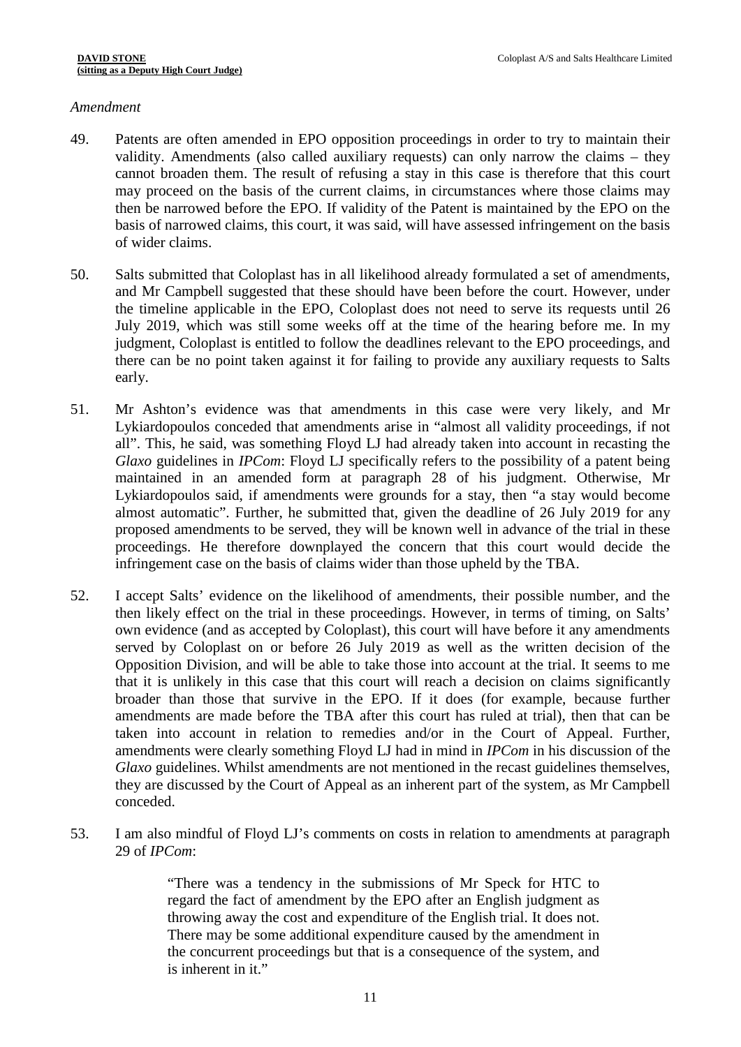*Amendment*

49. Patents are often amended in EPO opposition proceedings in order to try to maintain their validity. Amendments (also called auxiliary requests) can only narrow the claims – they cannot broaden them. The result of refusing a stay in this case is therefore that this court may proceed on the basis of the current claims, in circumstances where those claims may then be narrowed before the EPO. If validity of the Patent is maintained by the EPO on the basis of narrowed claims, this court, it was said, will have assessed infringement on the basis of wider claims.

50. Salts submitted that Coloplast has in all likelihood already formulated a set of amendments, and Mr Campbell suggested that these should have been before the court. However, under the timeline applicable in the EPO, Coloplast does not need to serve its requests until 26 July 2019, which was still some weeks off at the time of the hearing before me. In my judgment, Coloplast is entitled to follow the deadlines relevant to the EPO proceedings, and there can be no point taken against it for failing to provide any auxiliary requests to Salts early.

51. Mr Ashton's evidence was that amendments in this case were very likely, and Mr Lykiardopoulos conceded that amendments arise in "almost all validity proceedings, if not all". This, he said, was something Floyd LJ had already taken into account in recasting the *Glaxo* guidelines in *IPCom*: Floyd LJ specifically refers to the possibility of a patent being maintained in an amended form at paragraph 28 of his judgment. Otherwise, Mr Lykiardopoulos said, if amendments were grounds for a stay, then "a stay would become almost automatic". Further, he submitted that, given the deadline of 26 July 2019 for any proposed amendments to be served, they will be known well in advance of the trial in these proceedings. He therefore downplayed the concern that this court would decide the infringement case on the basis of claims wider than those upheld by the TBA.

52. I accept Salts' evidence on the likelihood of amendments, their possible number, and the then likely effect on the trial in these proceedings. However, in terms of timing, on Salts' own evidence (and as accepted by Coloplast), this court will have before it any amendments served by Coloplast on or before 26 July 2019 as well as the written decision of the Opposition Division, and will be able to take those into account at the trial. It seems to me that it is unlikely in this case that this court will reach a decision on claims significantly broader than those that survive in the EPO. If it does (for example, because further amendments are made before the TBA after this court has ruled at trial), then that can be taken into account in relation to remedies and/or in the Court of Appeal. Further, amendments were clearly something Floyd LJ had in mind in *IPCom* in his discussion of the *Glaxo* guidelines. Whilst amendments are not mentioned in the recast guidelines themselves, they are discussed by the Court of Appeal as an inherent part of the system, as Mr Campbell conceded.

53. I am also mindful of Floyd LJ's comments on costs in relation to amendments at paragraph 29 of *IPCom*:

> "There was a tendency in the submissions of Mr Speck for HTC to regard the fact of amendment by the EPO after an English judgment as throwing away the cost and expenditure of the English trial. It does not. There may be some additional expenditure caused by the amendment in the concurrent proceedings but that is a consequence of the system, and is inherent in it."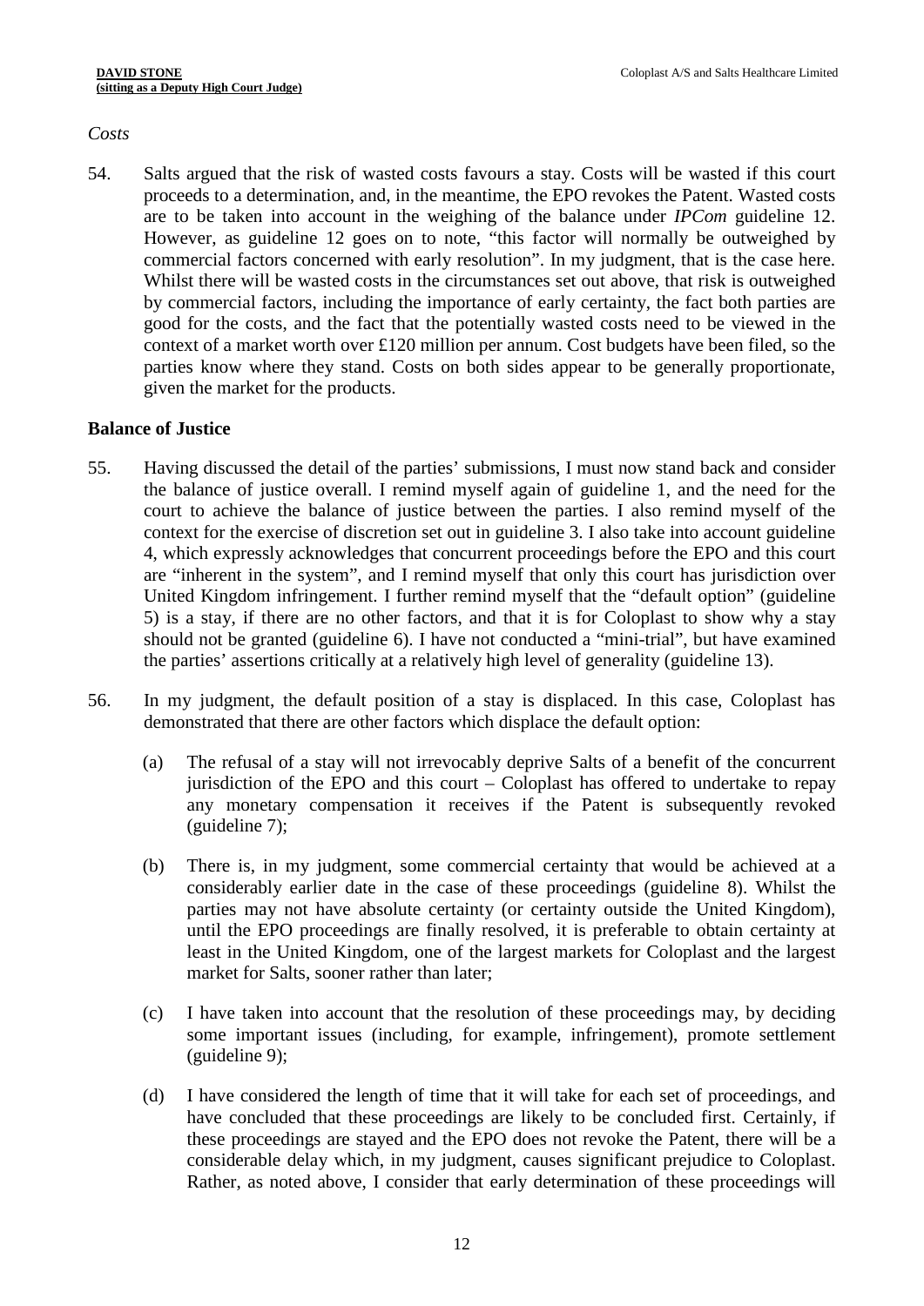*Costs*

54. Salts argued that the risk of wasted costs favours a stay. Costs will be wasted if this court proceeds to a determination, and, in the meantime, the EPO revokes the Patent. Wasted costs are to be taken into account in the weighing of the balance under *IPCom* guideline 12. However, as guideline 12 goes on to note, "this factor will normally be outweighed by commercial factors concerned with early resolution". In my judgment, that is the case here. Whilst there will be wasted costs in the circumstances set out above, that risk is outweighed by commercial factors, including the importance of early certainty, the fact both parties are good for the costs, and the fact that the potentially wasted costs need to be viewed in the context of a market worth over £120 million per annum. Cost budgets have been filed, so the parties know where they stand. Costs on both sides appear to be generally proportionate, given the market for the products.

**Balance of Justice**

55. Having discussed the detail of the parties' submissions, I must now stand back and consider the balance of justice overall. I remind myself again of guideline 1, and the need for the court to achieve the balance of justice between the parties. I also remind myself of the context for the exercise of discretion set out in guideline 3. I also take into account guideline 4, which expressly acknowledges that concurrent proceedings before the EPO and this court are "inherent in the system", and I remind myself that only this court has jurisdiction over United Kingdom infringement. I further remind myself that the "default option" (guideline 5) is a stay, if there are no other factors, and that it is for Coloplast to show why a stay should not be granted (guideline 6). I have not conducted a "mini-trial", but have examined the parties' assertions critically at a relatively high level of generality (guideline 13).

56. In my judgment, the default position of a stay is displaced. In this case, Coloplast has demonstrated that there are other factors which displace the default option:

    (a) The refusal of a stay will not irrevocably deprive Salts of a benefit of the concurrent jurisdiction of the EPO and this court – Coloplast has offered to undertake to repay any monetary compensation it receives if the Patent is subsequently revoked (guideline 7);

    (b) There is, in my judgment, some commercial certainty that would be achieved at a considerably earlier date in the case of these proceedings (guideline 8). Whilst the parties may not have absolute certainty (or certainty outside the United Kingdom), until the EPO proceedings are finally resolved, it is preferable to obtain certainty at least in the United Kingdom, one of the largest markets for Coloplast and the largest market for Salts, sooner rather than later;

    (c) I have taken into account that the resolution of these proceedings may, by deciding some important issues (including, for example, infringement), promote settlement (guideline 9);

    (d) I have considered the length of time that it will take for each set of proceedings, and have concluded that these proceedings are likely to be concluded first. Certainly, if these proceedings are stayed and the EPO does not revoke the Patent, there will be a considerable delay which, in my judgment, causes significant prejudice to Coloplast. Rather, as noted above, I consider that early determination of these proceedings will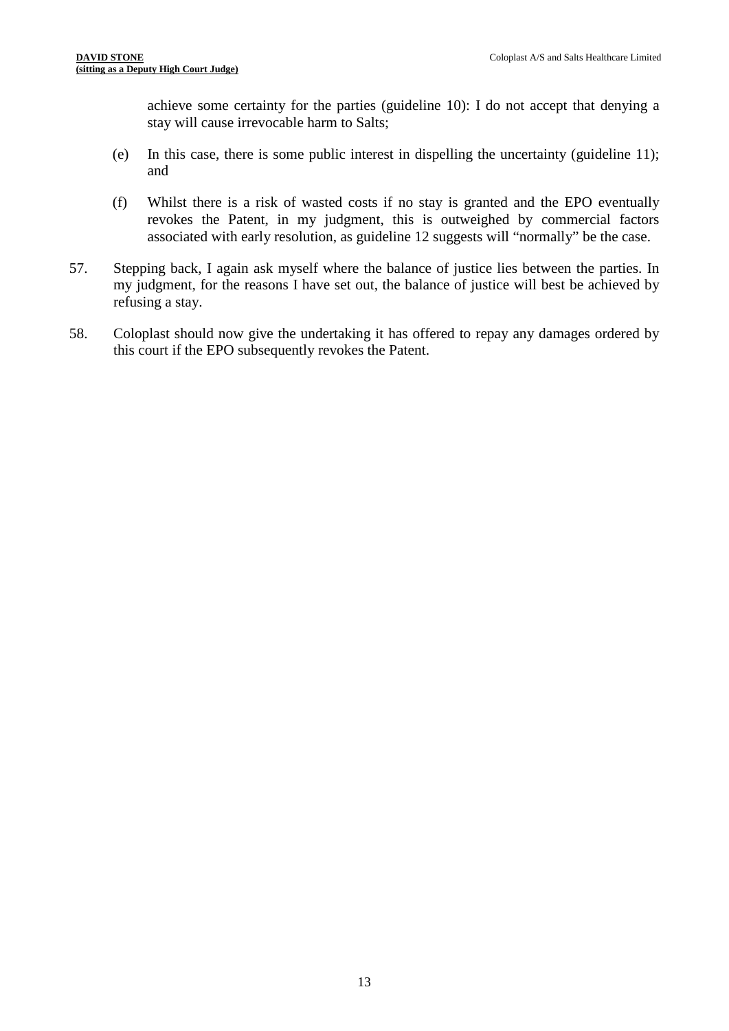achieve some certainty for the parties (guideline 10): I do not accept that denying a stay will cause irrevocable harm to Salts;

(e) In this case, there is some public interest in dispelling the uncertainty (guideline 11); and

(f) Whilst there is a risk of wasted costs if no stay is granted and the EPO eventually revokes the Patent, in my judgment, this is outweighed by commercial factors associated with early resolution, as guideline 12 suggests will "normally" be the case.

57. Stepping back, I again ask myself where the balance of justice lies between the parties. In my judgment, for the reasons I have set out, the balance of justice will best be achieved by refusing a stay.

58. Coloplast should now give the undertaking it has offered to repay any damages ordered by this court if the EPO subsequently revokes the Patent.